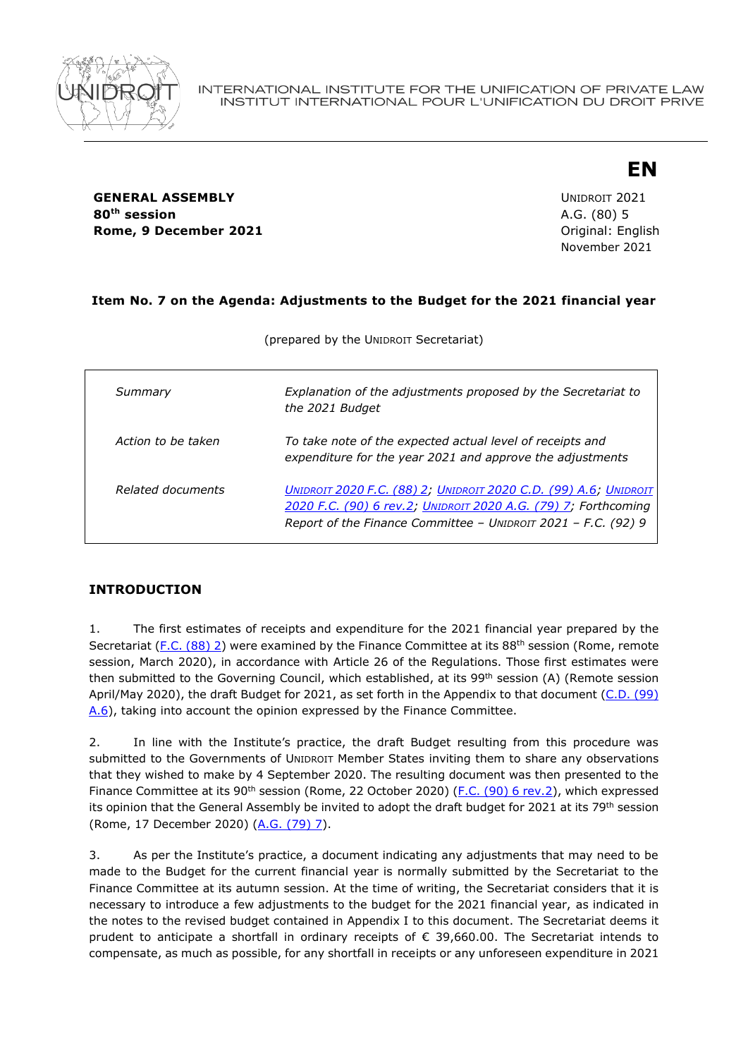INTERNATIONAL INSTITUTE FOR THE UNIFICATION OF PRIVATE LAW
INSTITUT INTERNATIONAL POUR L'UNIFICATION DU DROIT PRIVE

**EN**

**GENERAL ASSEMBLY**
**80th session**
**Rome, 9 December 2021**

UNIDROIT 2021
A.G. (80) 5
Original: English
November 2021

**Item No. 7 on the Agenda: Adjustments to the Budget for the 2021 financial year**

(prepared by the UNIDROIT Secretariat)

| | |
|---|---|
| *Summary* | *Explanation of the adjustments proposed by the Secretariat to the 2021 Budget* |
| *Action to be taken* | *To take note of the expected actual level of receipts and expenditure for the year 2021 and approve the adjustments* |
| *Related documents* | *UNIDROIT 2020 F.C. (88) 2; UNIDROIT 2020 C.D. (99) A.6; UNIDROIT 2020 F.C. (90) 6 rev.2; UNIDROIT 2020 A.G. (79) 7; Forthcoming Report of the Finance Committee – UNIDROIT 2021 – F.C. (92) 9* |

## INTRODUCTION

1. The first estimates of receipts and expenditure for the 2021 financial year prepared by the Secretariat (F.C. (88) 2) were examined by the Finance Committee at its 88th session (Rome, remote session, March 2020), in accordance with Article 26 of the Regulations. Those first estimates were then submitted to the Governing Council, which established, at its 99th session (A) (Remote session April/May 2020), the draft Budget for 2021, as set forth in the Appendix to that document (C.D. (99) A.6), taking into account the opinion expressed by the Finance Committee.

2. In line with the Institute's practice, the draft Budget resulting from this procedure was submitted to the Governments of UNIDROIT Member States inviting them to share any observations that they wished to make by 4 September 2020. The resulting document was then presented to the Finance Committee at its 90th session (Rome, 22 October 2020) (F.C. (90) 6 rev.2), which expressed its opinion that the General Assembly be invited to adopt the draft budget for 2021 at its 79th session (Rome, 17 December 2020) (A.G. (79) 7).

3. As per the Institute's practice, a document indicating any adjustments that may need to be made to the Budget for the current financial year is normally submitted by the Secretariat to the Finance Committee at its autumn session. At the time of writing, the Secretariat considers that it is necessary to introduce a few adjustments to the budget for the 2021 financial year, as indicated in the notes to the revised budget contained in Appendix I to this document. The Secretariat deems it prudent to anticipate a shortfall in ordinary receipts of € 39,660.00. The Secretariat intends to compensate, as much as possible, for any shortfall in receipts or any unforeseen expenditure in 2021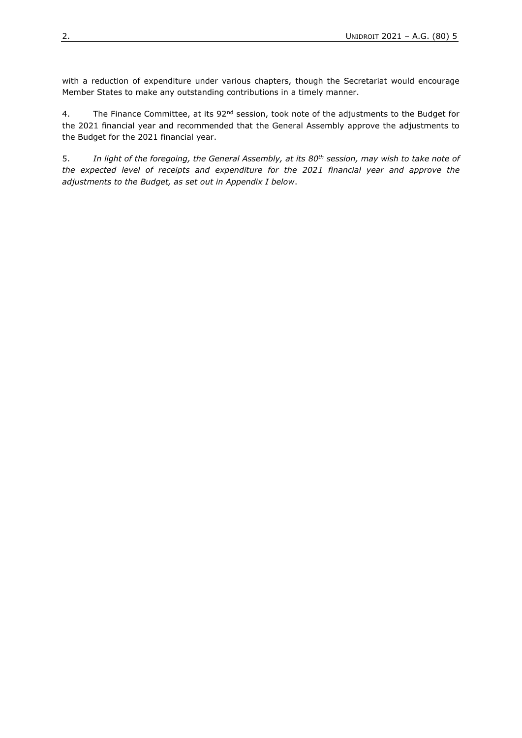with a reduction of expenditure under various chapters, though the Secretariat would encourage Member States to make any outstanding contributions in a timely manner.

4. The Finance Committee, at its 92nd session, took note of the adjustments to the Budget for the 2021 financial year and recommended that the General Assembly approve the adjustments to the Budget for the 2021 financial year.

5. *In light of the foregoing, the General Assembly, at its 80th session, may wish to take note of the expected level of receipts and expenditure for the 2021 financial year and approve the adjustments to the Budget, as set out in Appendix I below*.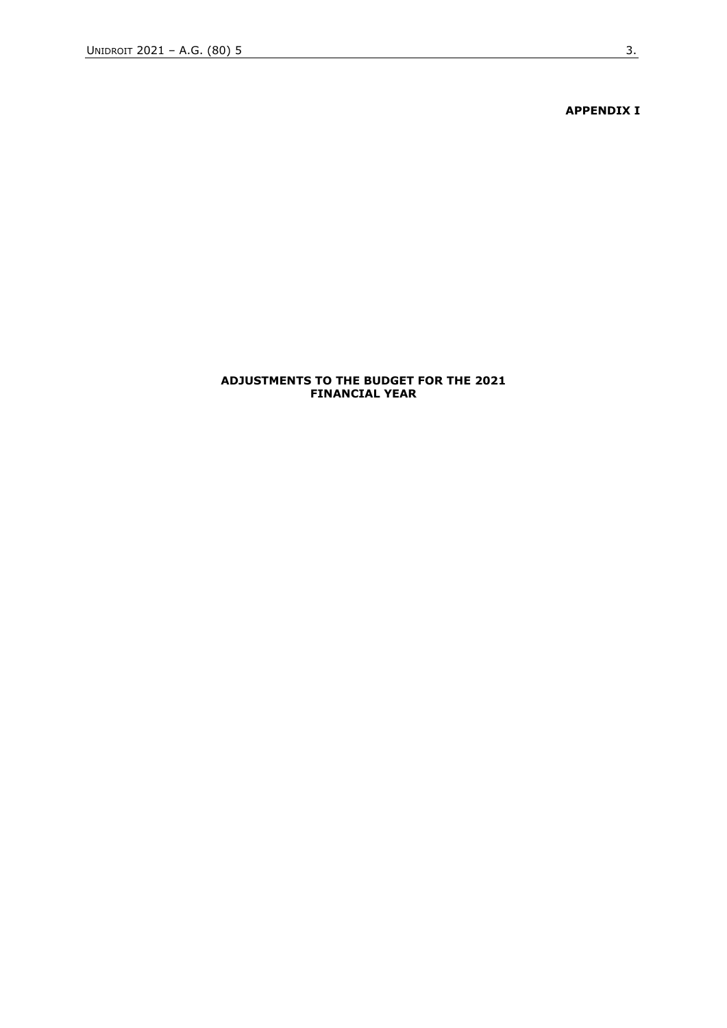**APPENDIX I**

**ADJUSTMENTS TO THE BUDGET FOR THE 2021 FINANCIAL YEAR**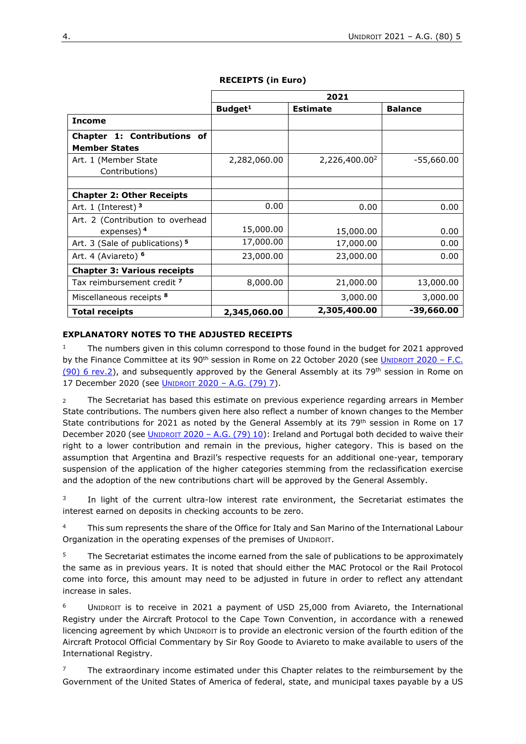**RECEIPTS (in Euro)**

| | 2021 | | |
|---|---|---|---|
| | **Budget[1]** | **Estimate** | **Balance** |
| **Income** | | | |
| **Chapter 1: Contributions of Member States** | | | |
| Art. 1 (Member State Contributions) | 2,282,060.00 | 2,226,400.00[2] | -55,660.00 |
| | | | |
| **Chapter 2: Other Receipts** | | | |
| Art. 1 (Interest) [3] | 0.00 | 0.00 | 0.00 |
| Art. 2 (Contribution to overhead expenses) [4] | 15,000.00 | 15,000.00 | 0.00 |
| Art. 3 (Sale of publications) [5] | 17,000.00 | 17,000.00 | 0.00 |
| Art. 4 (Aviareto) [6] | 23,000.00 | 23,000.00 | 0.00 |
| **Chapter 3: Various receipts** | | | |
| Tax reimbursement credit [7] | 8,000.00 | 21,000.00 | 13,000.00 |
| Miscellaneous receipts [8] | | 3,000.00 | 3,000.00 |
| **Total receipts** | **2,345,060.00** | **2,305,400.00** | **-39,660.00** |

**EXPLANATORY NOTES TO THE ADJUSTED RECEIPTS**

[1] The numbers given in this column correspond to those found in the budget for 2021 approved by the Finance Committee at its 90th session in Rome on 22 October 2020 (see UNIDROIT 2020 – F.C. (90) 6 rev.2), and subsequently approved by the General Assembly at its 79th session in Rome on 17 December 2020 (see UNIDROIT 2020 – A.G. (79) 7).

[2] The Secretariat has based this estimate on previous experience regarding arrears in Member State contributions. The numbers given here also reflect a number of known changes to the Member State contributions for 2021 as noted by the General Assembly at its 79th session in Rome on 17 December 2020 (see UNIDROIT 2020 – A.G. (79) 10): Ireland and Portugal both decided to waive their right to a lower contribution and remain in the previous, higher category. This is based on the assumption that Argentina and Brazil's respective requests for an additional one-year, temporary suspension of the application of the higher categories stemming from the reclassification exercise and the adoption of the new contributions chart will be approved by the General Assembly.

[3] In light of the current ultra-low interest rate environment, the Secretariat estimates the interest earned on deposits in checking accounts to be zero.

[4] This sum represents the share of the Office for Italy and San Marino of the International Labour Organization in the operating expenses of the premises of UNIDROIT.

[5] The Secretariat estimates the income earned from the sale of publications to be approximately the same as in previous years. It is noted that should either the MAC Protocol or the Rail Protocol come into force, this amount may need to be adjusted in future in order to reflect any attendant increase in sales.

[6] UNIDROIT is to receive in 2021 a payment of USD 25,000 from Aviareto, the International Registry under the Aircraft Protocol to the Cape Town Convention, in accordance with a renewed licencing agreement by which UNIDROIT is to provide an electronic version of the fourth edition of the Aircraft Protocol Official Commentary by Sir Roy Goode to Aviareto to make available to users of the International Registry.

[7] The extraordinary income estimated under this Chapter relates to the reimbursement by the Government of the United States of America of federal, state, and municipal taxes payable by a US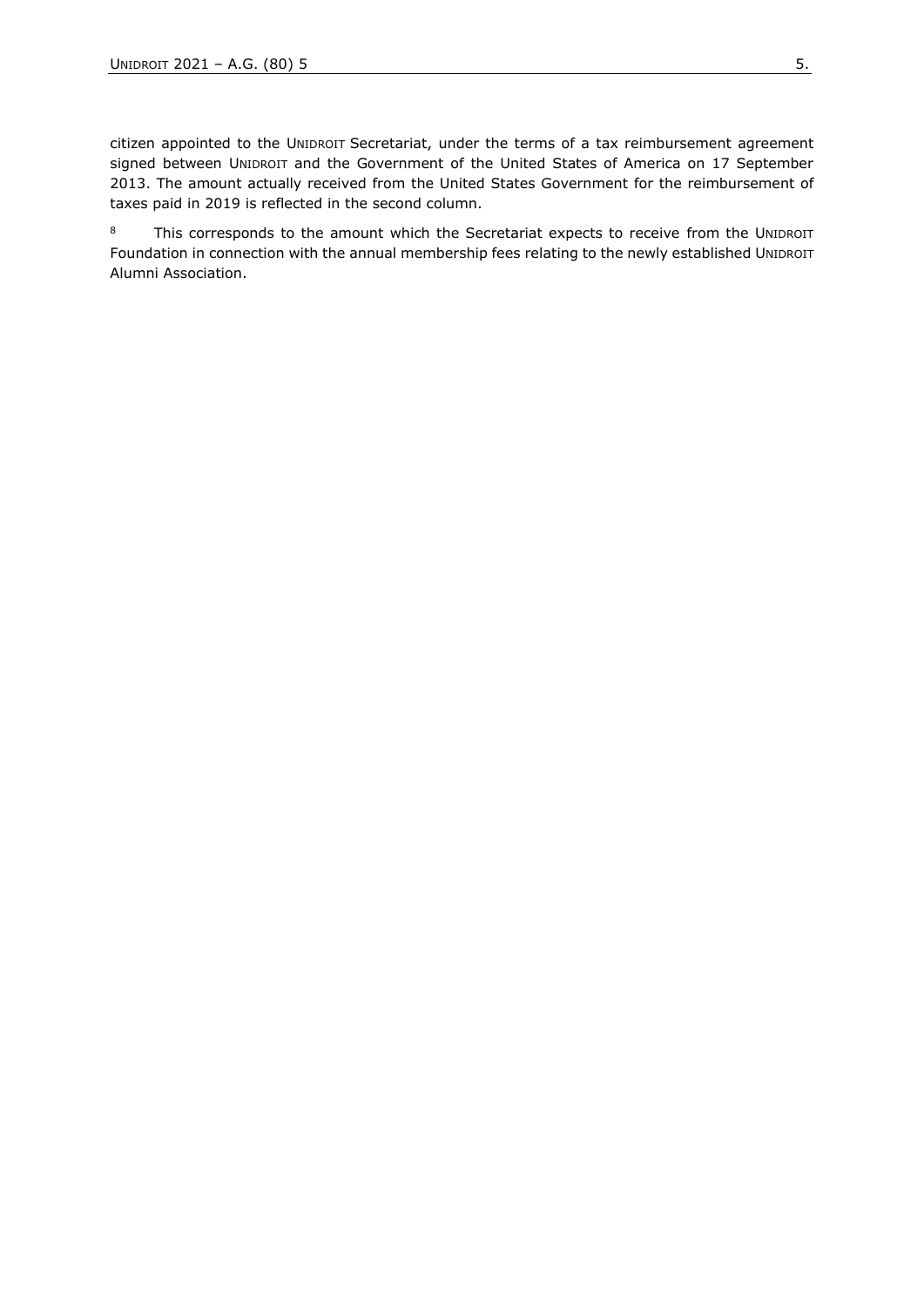citizen appointed to the UNIDROIT Secretariat, under the terms of a tax reimbursement agreement signed between UNIDROIT and the Government of the United States of America on 17 September 2013. The amount actually received from the United States Government for the reimbursement of taxes paid in 2019 is reflected in the second column.

[8] This corresponds to the amount which the Secretariat expects to receive from the UNIDROIT Foundation in connection with the annual membership fees relating to the newly established UNIDROIT Alumni Association.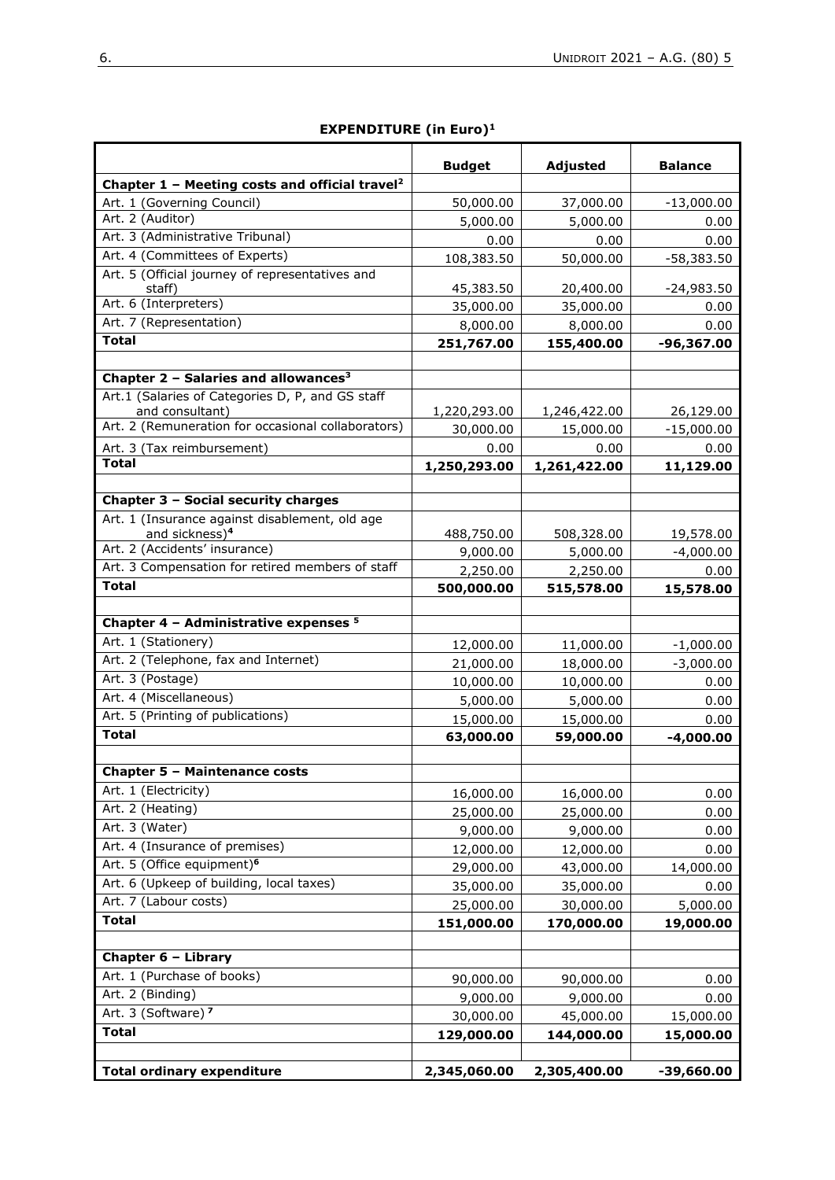**EXPENDITURE (in Euro)[1]**

| | Budget | Adjusted | Balance |
|---|---|---|---|
| **Chapter 1 – Meeting costs and official travel[2]** | | | |
| Art. 1 (Governing Council) | 50,000.00 | 37,000.00 | -13,000.00 |
| Art. 2 (Auditor) | 5,000.00 | 5,000.00 | 0.00 |
| Art. 3 (Administrative Tribunal) | 0.00 | 0.00 | 0.00 |
| Art. 4 (Committees of Experts) | 108,383.50 | 50,000.00 | -58,383.50 |
| Art. 5 (Official journey of representatives and staff) | 45,383.50 | 20,400.00 | -24,983.50 |
| Art. 6 (Interpreters) | 35,000.00 | 35,000.00 | 0.00 |
| Art. 7 (Representation) | 8,000.00 | 8,000.00 | 0.00 |
| **Total** | **251,767.00** | **155,400.00** | **-96,367.00** |
| | | | |
| **Chapter 2 – Salaries and allowances[3]** | | | |
| Art.1 (Salaries of Categories D, P, and GS staff and consultant) | 1,220,293.00 | 1,246,422.00 | 26,129.00 |
| Art. 2 (Remuneration for occasional collaborators) | 30,000.00 | 15,000.00 | -15,000.00 |
| Art. 3 (Tax reimbursement) | 0.00 | 0.00 | 0.00 |
| **Total** | **1,250,293.00** | **1,261,422.00** | **11,129.00** |
| | | | |
| **Chapter 3 – Social security charges** | | | |
| Art. 1 (Insurance against disablement, old age and sickness)[4] | 488,750.00 | 508,328.00 | 19,578.00 |
| Art. 2 (Accidents' insurance) | 9,000.00 | 5,000.00 | -4,000.00 |
| Art. 3 Compensation for retired members of staff | 2,250.00 | 2,250.00 | 0.00 |
| **Total** | **500,000.00** | **515,578.00** | **15,578.00** |
| | | | |
| **Chapter 4 – Administrative expenses [5]** | | | |
| Art. 1 (Stationery) | 12,000.00 | 11,000.00 | -1,000.00 |
| Art. 2 (Telephone, fax and Internet) | 21,000.00 | 18,000.00 | -3,000.00 |
| Art. 3 (Postage) | 10,000.00 | 10,000.00 | 0.00 |
| Art. 4 (Miscellaneous) | 5,000.00 | 5,000.00 | 0.00 |
| Art. 5 (Printing of publications) | 15,000.00 | 15,000.00 | 0.00 |
| **Total** | **63,000.00** | **59,000.00** | **-4,000.00** |
| | | | |
| **Chapter 5 – Maintenance costs** | | | |
| Art. 1 (Electricity) | 16,000.00 | 16,000.00 | 0.00 |
| Art. 2 (Heating) | 25,000.00 | 25,000.00 | 0.00 |
| Art. 3 (Water) | 9,000.00 | 9,000.00 | 0.00 |
| Art. 4 (Insurance of premises) | 12,000.00 | 12,000.00 | 0.00 |
| Art. 5 (Office equipment)[6] | 29,000.00 | 43,000.00 | 14,000.00 |
| Art. 6 (Upkeep of building, local taxes) | 35,000.00 | 35,000.00 | 0.00 |
| Art. 7 (Labour costs) | 25,000.00 | 30,000.00 | 5,000.00 |
| **Total** | **151,000.00** | **170,000.00** | **19,000.00** |
| | | | |
| **Chapter 6 – Library** | | | |
| Art. 1 (Purchase of books) | 90,000.00 | 90,000.00 | 0.00 |
| Art. 2 (Binding) | 9,000.00 | 9,000.00 | 0.00 |
| Art. 3 (Software) [7] | 30,000.00 | 45,000.00 | 15,000.00 |
| **Total** | **129,000.00** | **144,000.00** | **15,000.00** |
| | | | |
| **Total ordinary expenditure** | **2,345,060.00** | **2,305,400.00** | **-39,660.00** |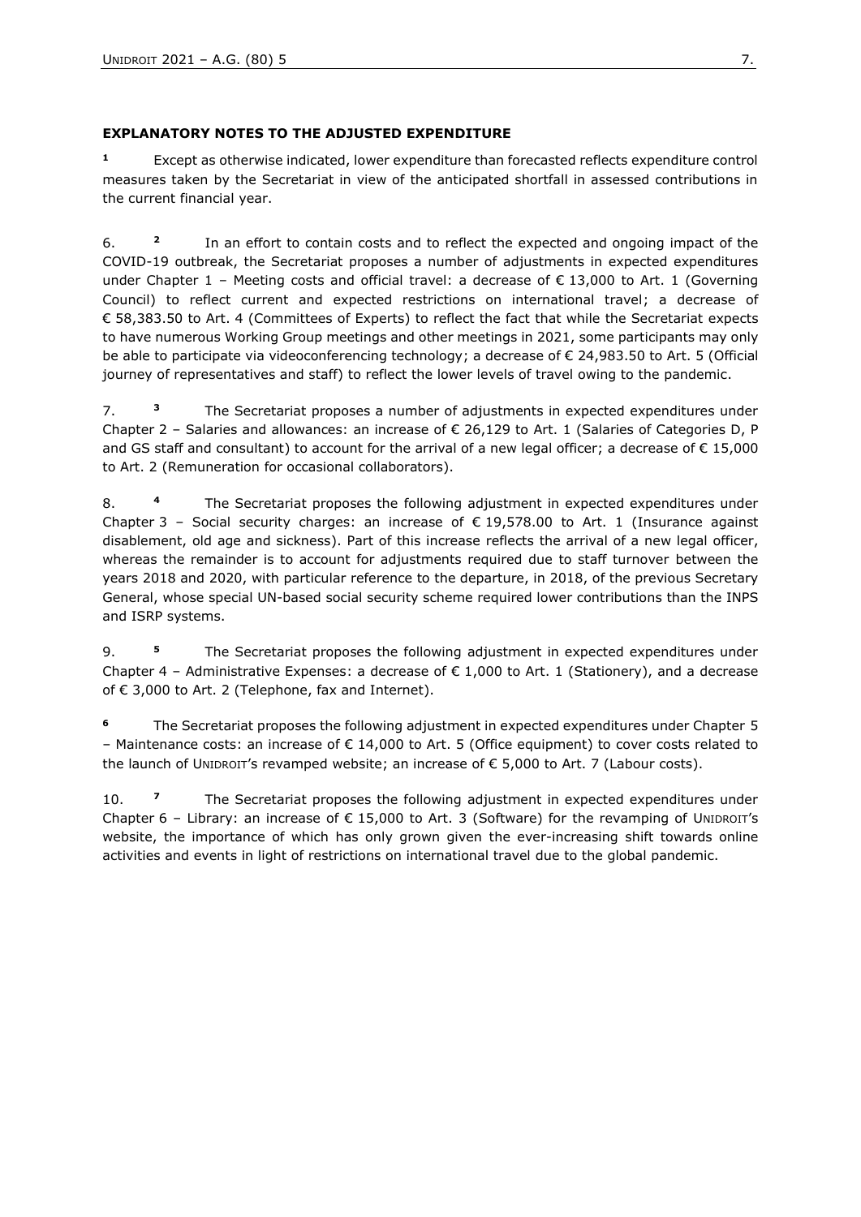**EXPLANATORY NOTES TO THE ADJUSTED EXPENDITURE**

[1] Except as otherwise indicated, lower expenditure than forecasted reflects expenditure control measures taken by the Secretariat in view of the anticipated shortfall in assessed contributions in the current financial year.

6. [2] In an effort to contain costs and to reflect the expected and ongoing impact of the COVID-19 outbreak, the Secretariat proposes a number of adjustments in expected expenditures under Chapter 1 – Meeting costs and official travel: a decrease of € 13,000 to Art. 1 (Governing Council) to reflect current and expected restrictions on international travel; a decrease of € 58,383.50 to Art. 4 (Committees of Experts) to reflect the fact that while the Secretariat expects to have numerous Working Group meetings and other meetings in 2021, some participants may only be able to participate via videoconferencing technology; a decrease of € 24,983.50 to Art. 5 (Official journey of representatives and staff) to reflect the lower levels of travel owing to the pandemic.

7. [3] The Secretariat proposes a number of adjustments in expected expenditures under Chapter 2 – Salaries and allowances: an increase of € 26,129 to Art. 1 (Salaries of Categories D, P and GS staff and consultant) to account for the arrival of a new legal officer; a decrease of € 15,000 to Art. 2 (Remuneration for occasional collaborators).

8. [4] The Secretariat proposes the following adjustment in expected expenditures under Chapter 3 – Social security charges: an increase of € 19,578.00 to Art. 1 (Insurance against disablement, old age and sickness). Part of this increase reflects the arrival of a new legal officer, whereas the remainder is to account for adjustments required due to staff turnover between the years 2018 and 2020, with particular reference to the departure, in 2018, of the previous Secretary General, whose special UN-based social security scheme required lower contributions than the INPS and ISRP systems.

9. [5] The Secretariat proposes the following adjustment in expected expenditures under Chapter 4 – Administrative Expenses: a decrease of € 1,000 to Art. 1 (Stationery), and a decrease of € 3,000 to Art. 2 (Telephone, fax and Internet).

[6] The Secretariat proposes the following adjustment in expected expenditures under Chapter 5 – Maintenance costs: an increase of € 14,000 to Art. 5 (Office equipment) to cover costs related to the launch of UNIDROIT's revamped website; an increase of € 5,000 to Art. 7 (Labour costs).

10. [7] The Secretariat proposes the following adjustment in expected expenditures under Chapter 6 – Library: an increase of € 15,000 to Art. 3 (Software) for the revamping of UNIDROIT's website, the importance of which has only grown given the ever-increasing shift towards online activities and events in light of restrictions on international travel due to the global pandemic.